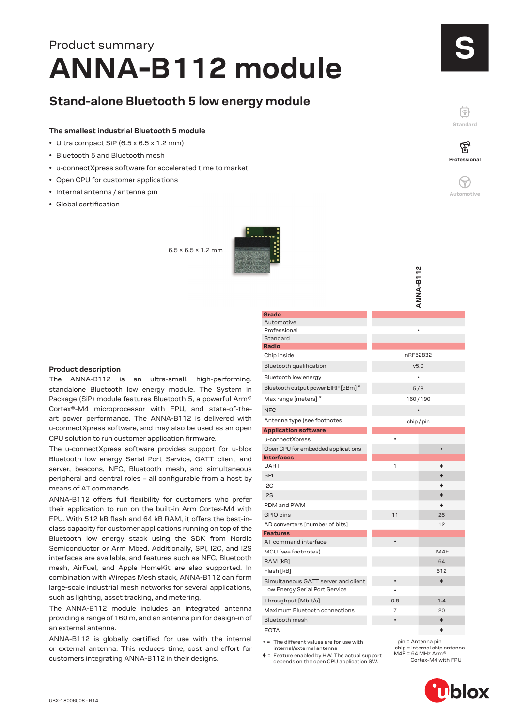Product summary

# ANNA-B112 module

## Stand-alone Bluetooth 5 low energy module

### The smallest industrial Bluetooth 5 module

- Ultra compact SiP (6.5 x 6.5 x 1.2 mm)
- Bluetooth 5 and Bluetooth mesh
- u-connectXpress software for accelerated time to market
- Open CPU for customer applications
- Internal antenna / antenna pin
- Global certification

6.5 × 6.5 × 1.2 mm

### Product description

The ANNA-B112 is an ultra-small, high-performing, standalone Bluetooth low energy module. The System in Package (SiP) module features Bluetooth 5, a powerful Arm® Cortex®-M4 microprocessor with FPU, and state-of-the-art power performance. The ANNA-B112 is delivered with u-connectXpress software, and may also be used as an open CPU solution to run customer application firmware.

The u-connectXpress software provides support for u-blox Bluetooth low energy Serial Port Service, GATT client and server, beacons, NFC, Bluetooth mesh, and simultaneous peripheral and central roles – all configurable from a host by means of AT commands.

ANNA-B112 offers full flexibility for customers who prefer their application to run on the built-in Arm Cortex-M4 with FPU. With 512 kB flash and 64 kB RAM, it offers the best-in-class capacity for customer applications running on top of the Bluetooth low energy stack using the SDK from Nordic Semiconductor or Arm Mbed. Additionally, SPI, I2C, and I2S interfaces are available, and features such as NFC, Bluetooth mesh, AirFuel, and Apple HomeKit are also supported. In combination with Wirepas Mesh stack, ANNA-B112 can form large-scale industrial mesh networks for several applications, such as lighting, asset tracking, and metering.

The ANNA-B112 module includes an integrated antenna providing a range of 160 m, and an antenna pin for design-in of an external antenna.

ANNA-B112 is globally certified for use with the internal or external antenna. This reduces time, cost and effort for customers integrating ANNA-B112 in their designs.

| | ANNA-B112 | |
|---|---|---|
| **Grade** | | |
| Automotive | | |
| Professional | • | |
| Standard | | |
| **Radio** | | |
| Chip inside | nRF52832 | |
| Bluetooth qualification | v5.0 | |
| Bluetooth low energy | • | |
| Bluetooth output power EIRP [dBm] * | 5 / 8 | |
| Max range [meters] * | 160 / 190 | |
| NFC | • | |
| Antenna type (see footnotes) | chip / pin | |
| **Application software** | | |
| u-connectXpress | • | |
| Open CPU for embedded applications | | • |
| **Interfaces** | | |
| UART | 1 | ♦ |
| SPI | | ♦ |
| I2C | | ♦ |
| I2S | | ♦ |
| PDM and PWM | | ♦ |
| GPIO pins | 11 | 25 |
| AD converters [number of bits] | | 12 |
| **Features** | | |
| AT command interface | • | |
| MCU (see footnotes) | | M4F |
| RAM [kB] | | 64 |
| Flash [kB] | | 512 |
| Simultaneous GATT server and client | • | ♦ |
| Low Energy Serial Port Service | • | |
| Throughput [Mbit/s] | 0.8 | 1.4 |
| Maximum Bluetooth connections | 7 | 20 |
| Bluetooth mesh | • | ♦ |
| FOTA | | ♦ |

* = The different values are for use with internal/external antenna

♦ = Feature enabled by HW. The actual support depends on the open CPU application SW.

pin = Antenna pin
chip = Internal chip antenna
M4F = 64 MHz Arm® Cortex-M4 with FPU

UBX-18006008 - R14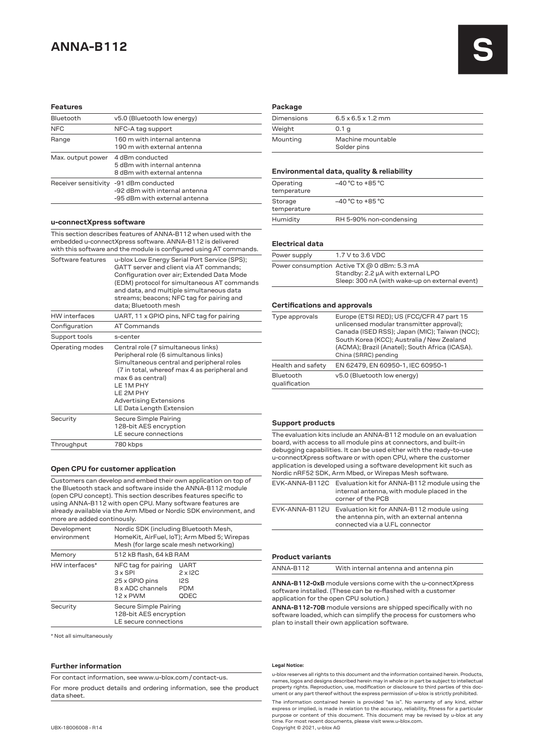# ANNA-B112

S

### Features

| | |
|---|---|
| Bluetooth | v5.0 (Bluetooth low energy) |
| NFC | NFC-A tag support |
| Range | 160 m with internal antenna<br>190 m with external antenna |
| Max. output power | 4 dBm conducted<br>5 dBm with internal antenna<br>8 dBm with external antenna |
| Receiver sensitivity | -91 dBm conducted<br>-92 dBm with internal antenna<br>-95 dBm with external antenna |

### u-connectXpress software

This section describes features of ANNA-B112 when used with the embedded u-connectXpress software. ANNA-B112 is delivered with this software and the module is configured using AT commands.

| | |
|---|---|
| Software features | u-blox Low Energy Serial Port Service (SPS); GATT server and client via AT commands; Configuration over air; Extended Data Mode (EDM) protocol for simultaneous AT commands and data, and multiple simultaneous data streams; beacons; NFC tag for pairing and data; Bluetooth mesh |
| HW interfaces | UART, 11 x GPIO pins, NFC tag for pairing |
| Configuration | AT Commands |
| Support tools | s-center |
| Operating modes | Central role (7 simultaneous links)<br>Peripheral role (6 simultaneous links)<br>Simultaneous central and peripheral roles (7 in total, whereof max 4 as peripheral and max 6 as central)<br>LE 1M PHY<br>LE 2M PHY<br>Advertising Extensions<br>LE Data Length Extension |
| Security | Secure Simple Pairing<br>128-bit AES encryption<br>LE secure connections |
| Throughput | 780 kbps |

### Open CPU for customer application

Customers can develop and embed their own application on top of the Bluetooth stack and software inside the ANNA-B112 module (open CPU concept). This section describes features specific to using ANNA-B112 with open CPU. Many software features are already available via the Arm Mbed or Nordic SDK environment, and more are added continously.

| | | |
|---|---|---|
| Development environment | Nordic SDK (including Bluetooth Mesh, HomeKit, AirFuel, IoT); Arm Mbed 5; Wirepas Mesh (for large scale mesh networking) | |
| Memory | 512 kB flash, 64 kB RAM | |
| HW interfaces* | NFC tag for pairing<br>3 x SPI<br>25 x GPIO pins<br>8 x ADC channels<br>12 x PWM | UART<br>2 x I2C<br>I2S<br>PDM<br>QDEC |
| Security | Secure Simple Pairing<br>128-bit AES encryption<br>LE secure connections | |

* Not all simultaneously

### Package

| | |
|---|---|
| Dimensions | 6.5 x 6.5 x 1.2 mm |
| Weight | 0.1 g |
| Mounting | Machine mountable<br>Solder pins |

### Environmental data, quality & reliability

| | |
|---|---|
| Operating temperature | –40 °C to +85 °C |
| Storage temperature | –40 °C to +85 °C |
| Humidity | RH 5-90% non-condensing |

### Electrical data

| | |
|---|---|
| Power supply | 1.7 V to 3.6 VDC |
| Power consumption | Active TX @ 0 dBm: 5.3 mA<br>Standby: 2.2 µA with external LPO<br>Sleep: 300 nA (with wake-up on external event) |

### Certifications and approvals

| | |
|---|---|
| Type approvals | Europe (ETSI RED); US (FCC/CFR 47 part 15 unlicensed modular transmitter approval); Canada (ISED RSS); Japan (MIC); Taiwan (NCC); South Korea (KCC); Australia / New Zealand (ACMA); Brazil (Anatel); South Africa (ICASA). China (SRRC) pending |
| Health and safety | EN 62479, EN 60950-1, IEC 60950-1 |
| Bluetooth qualification | v5.0 (Bluetooth low energy) |

### Support products

The evaluation kits include an ANNA-B112 module on an evaluation board, with access to all module pins at connectors, and built-in debugging capabilities. It can be used either with the ready-to-use u-connectXpress software or with open CPU, where the customer application is developed using a software development kit such as Nordic nRF52 SDK, Arm Mbed, or Wirepas Mesh software.

| | |
|---|---|
| EVK-ANNA-B112C | Evaluation kit for ANNA-B112 module using the internal antenna, with module placed in the corner of the PCB |
| EVK-ANNA-B112U | Evaluation kit for ANNA-B112 module using the antenna pin, with an external antenna connected via a U.FL connector |

### Product variants

| | |
|---|---|
| ANNA-B112 | With internal antenna and antenna pin |

**ANNA-B112-0xB** module versions come with the u-connectXpress software installed. (These can be re-flashed with a customer application for the open CPU solution.)

**ANNA-B112-70B** module versions are shipped specifically with no software loaded, which can simplify the process for customers who plan to install their own application software.

### Further information

For contact information, see www.u-blox.com / contact-us.

For more product details and ordering information, see the product data sheet.

UBX-18006008 - R14

**Legal Notice:**

u-blox reserves all rights to this document and the information contained herein. Products, names, logos and designs described herein may in whole or in part be subject to intellectual property rights. Reproduction, use, modification or disclosure to third parties of this document or any part thereof without the express permission of u-blox is strictly prohibited.

The information contained herein is provided "as is". No warranty of any kind, either express or implied, is made in relation to the accuracy, reliability, fitness for a particular purpose or content of this document. This document may be revised by u-blox at any time. For most recent documents, please visit www.u-blox.com.

Copyright © 2021, u-blox AG